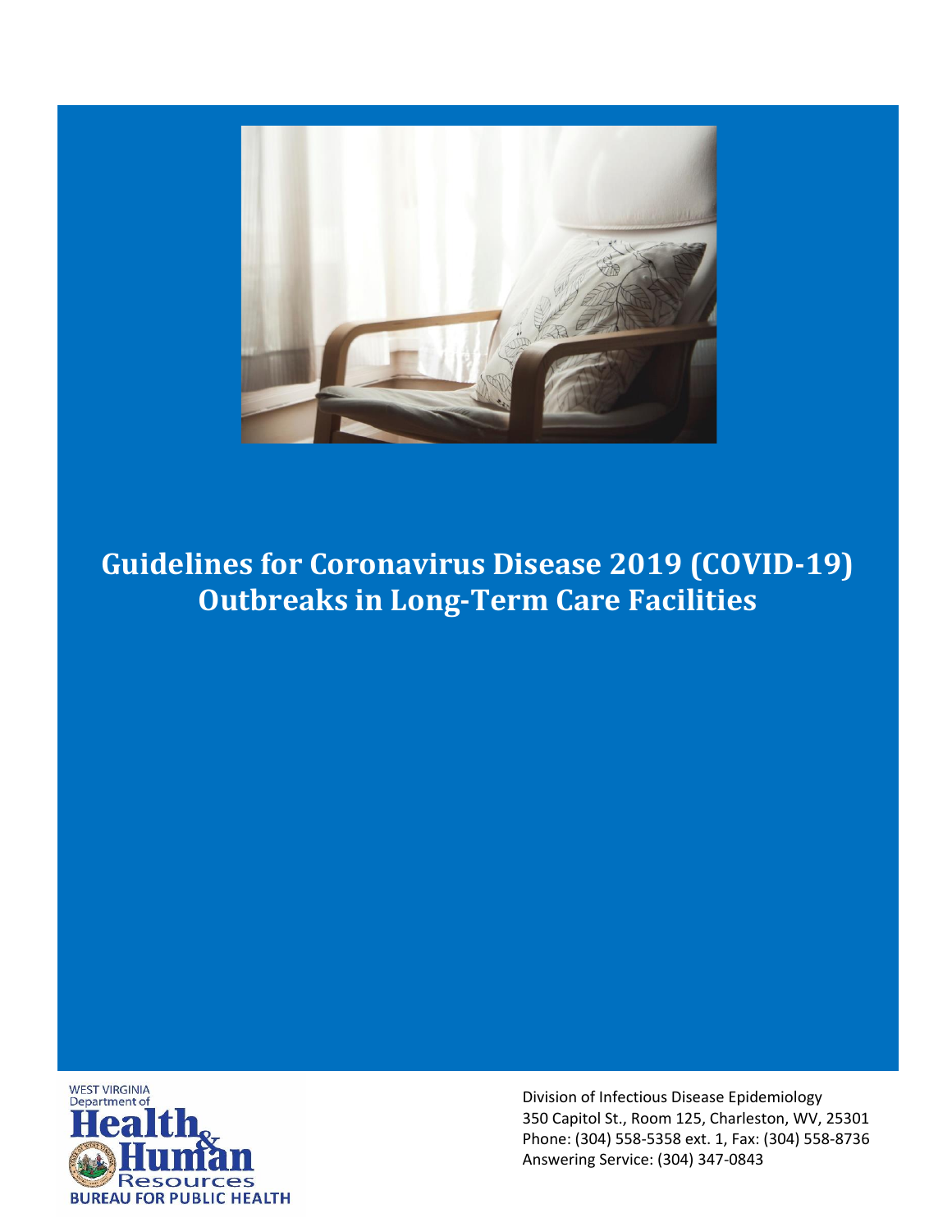# Guidelines for Coronavirus Disease 2019 (COVID-19) Outbreaks in Long-Term Care Facilities

WEST VIRGINIA Department of Health & Human Resources BUREAU FOR PUBLIC HEALTH

Division of Infectious Disease Epidemiology
350 Capitol St., Room 125, Charleston, WV, 25301
Phone: (304) 558-5358 ext. 1, Fax: (304) 558-8736
Answering Service: (304) 347-0843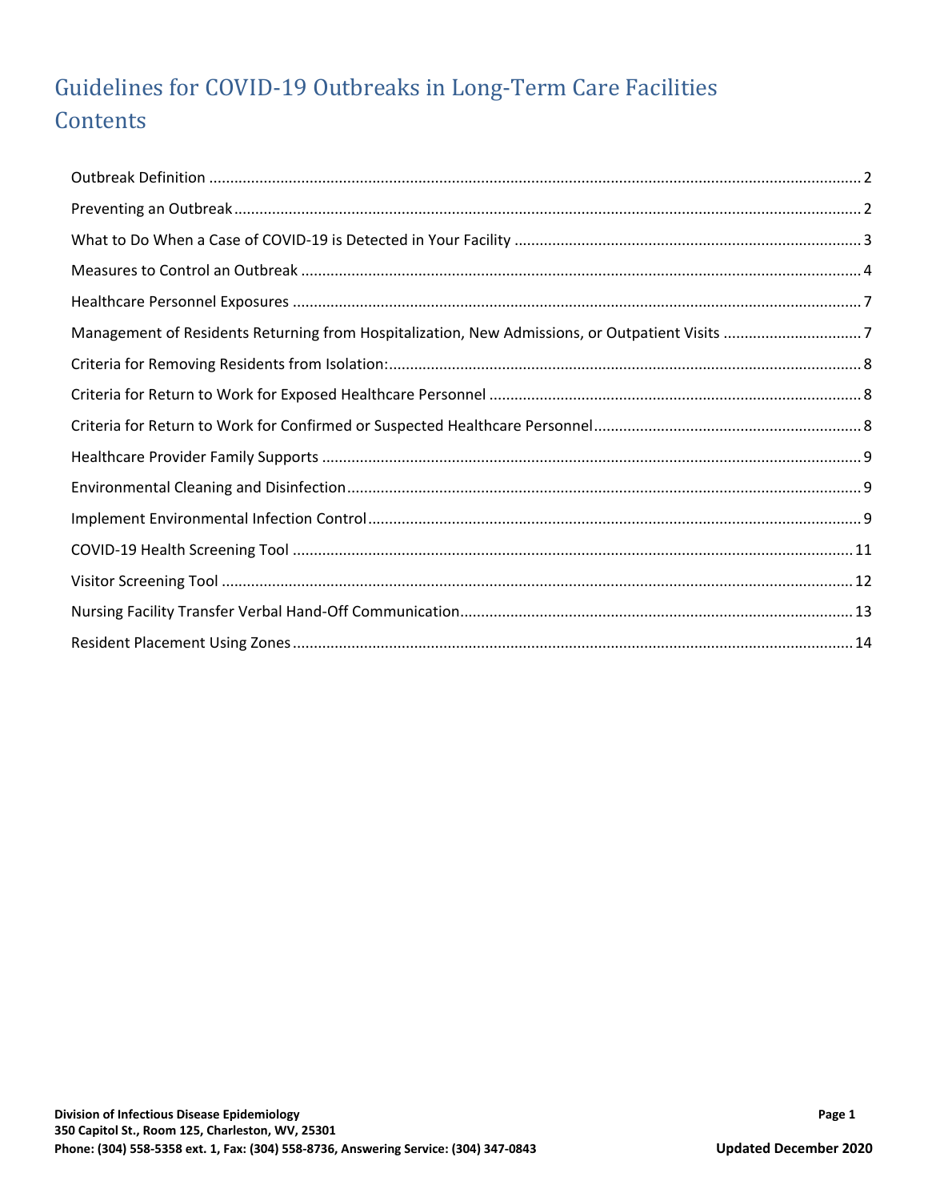# Guidelines for COVID-19 Outbreaks in Long-Term Care Facilities

## Contents

- Outbreak Definition ........ 2
- Preventing an Outbreak ........ 2
- What to Do When a Case of COVID-19 is Detected in Your Facility ........ 3
- Measures to Control an Outbreak ........ 4
- Healthcare Personnel Exposures ........ 7
- Management of Residents Returning from Hospitalization, New Admissions, or Outpatient Visits ........ 7
- Criteria for Removing Residents from Isolation: ........ 8
- Criteria for Return to Work for Exposed Healthcare Personnel ........ 8
- Criteria for Return to Work for Confirmed or Suspected Healthcare Personnel ........ 8
- Healthcare Provider Family Supports ........ 9
- Environmental Cleaning and Disinfection ........ 9
- Implement Environmental Infection Control ........ 9
- COVID-19 Health Screening Tool ........ 11
- Visitor Screening Tool ........ 12
- Nursing Facility Transfer Verbal Hand-Off Communication ........ 13
- Resident Placement Using Zones ........ 14

**Division of Infectious Disease Epidemiology**
**350 Capitol St., Room 125, Charleston, WV, 25301**
**Phone: (304) 558-5358 ext. 1, Fax: (304) 558-8736, Answering Service: (304) 347-0843**

**Updated December 2020**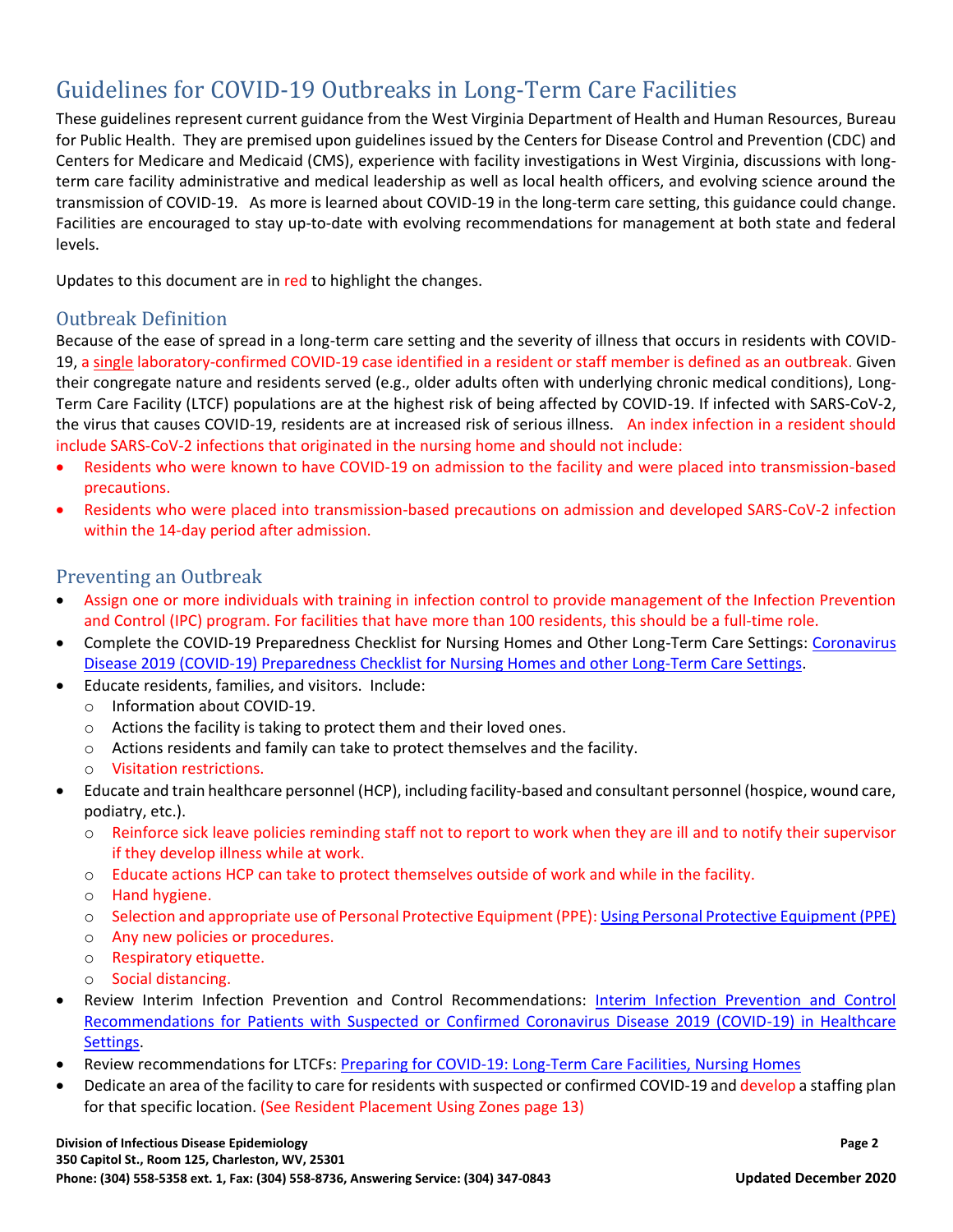# Guidelines for COVID-19 Outbreaks in Long-Term Care Facilities

These guidelines represent current guidance from the West Virginia Department of Health and Human Resources, Bureau for Public Health. They are premised upon guidelines issued by the Centers for Disease Control and Prevention (CDC) and Centers for Medicare and Medicaid (CMS), experience with facility investigations in West Virginia, discussions with long-term care facility administrative and medical leadership as well as local health officers, and evolving science around the transmission of COVID-19. As more is learned about COVID-19 in the long-term care setting, this guidance could change. Facilities are encouraged to stay up-to-date with evolving recommendations for management at both state and federal levels.

Updates to this document are in red to highlight the changes.

## Outbreak Definition

Because of the ease of spread in a long-term care setting and the severity of illness that occurs in residents with COVID-19, a single laboratory-confirmed COVID-19 case identified in a resident or staff member is defined as an outbreak. Given their congregate nature and residents served (e.g., older adults often with underlying chronic medical conditions), Long-Term Care Facility (LTCF) populations are at the highest risk of being affected by COVID-19. If infected with SARS-CoV-2, the virus that causes COVID-19, residents are at increased risk of serious illness. An index infection in a resident should include SARS-CoV-2 infections that originated in the nursing home and should not include:

- Residents who were known to have COVID-19 on admission to the facility and were placed into transmission-based precautions.
- Residents who were placed into transmission-based precautions on admission and developed SARS-CoV-2 infection within the 14-day period after admission.

## Preventing an Outbreak

- Assign one or more individuals with training in infection control to provide management of the Infection Prevention and Control (IPC) program. For facilities that have more than 100 residents, this should be a full-time role.
- Complete the COVID-19 Preparedness Checklist for Nursing Homes and Other Long-Term Care Settings: Coronavirus Disease 2019 (COVID-19) Preparedness Checklist for Nursing Homes and other Long-Term Care Settings.
- Educate residents, families, and visitors. Include:
  - Information about COVID-19.
  - Actions the facility is taking to protect them and their loved ones.
  - Actions residents and family can take to protect themselves and the facility.
  - Visitation restrictions.
- Educate and train healthcare personnel (HCP), including facility-based and consultant personnel (hospice, wound care, podiatry, etc.).
  - Reinforce sick leave policies reminding staff not to report to work when they are ill and to notify their supervisor if they develop illness while at work.
  - Educate actions HCP can take to protect themselves outside of work and while in the facility.
  - Hand hygiene.
  - Selection and appropriate use of Personal Protective Equipment (PPE): Using Personal Protective Equipment (PPE)
  - Any new policies or procedures.
  - Respiratory etiquette.
  - Social distancing.
- Review Interim Infection Prevention and Control Recommendations: Interim Infection Prevention and Control Recommendations for Patients with Suspected or Confirmed Coronavirus Disease 2019 (COVID-19) in Healthcare Settings.
- Review recommendations for LTCFs: Preparing for COVID-19: Long-Term Care Facilities, Nursing Homes
- Dedicate an area of the facility to care for residents with suspected or confirmed COVID-19 and develop a staffing plan for that specific location. (See Resident Placement Using Zones page 13)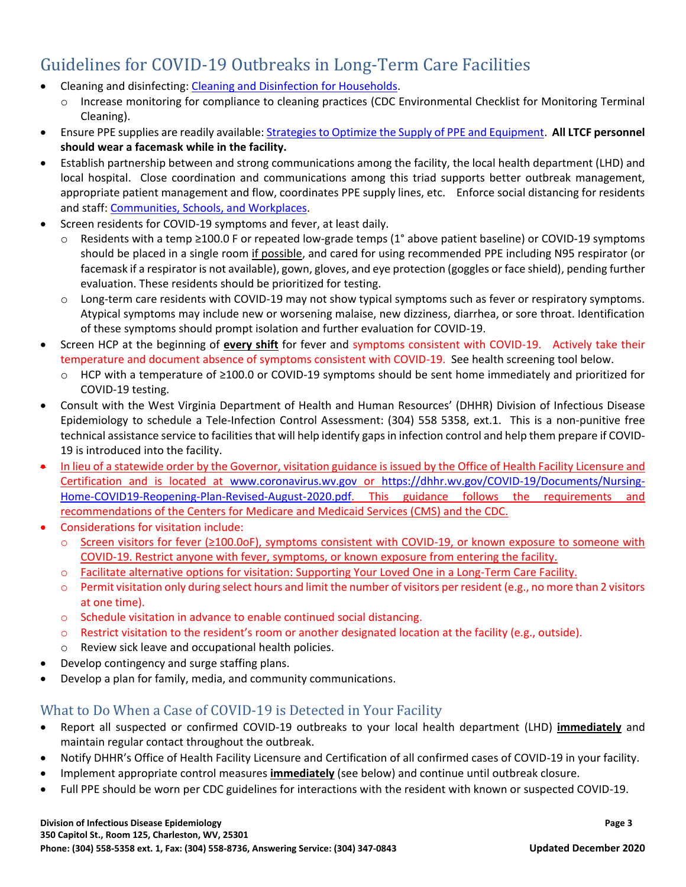## Guidelines for COVID-19 Outbreaks in Long-Term Care Facilities

- Cleaning and disinfecting: Cleaning and Disinfection for Households.
  - Increase monitoring for compliance to cleaning practices (CDC Environmental Checklist for Monitoring Terminal Cleaning).
- Ensure PPE supplies are readily available: Strategies to Optimize the Supply of PPE and Equipment. **All LTCF personnel should wear a facemask while in the facility.**
- Establish partnership between and strong communications among the facility, the local health department (LHD) and local hospital. Close coordination and communications among this triad supports better outbreak management, appropriate patient management and flow, coordinates PPE supply lines, etc. Enforce social distancing for residents and staff: Communities, Schools, and Workplaces.
- Screen residents for COVID-19 symptoms and fever, at least daily.
  - Residents with a temp ≥100.0 F or repeated low-grade temps (1° above patient baseline) or COVID-19 symptoms should be placed in a single room if possible, and cared for using recommended PPE including N95 respirator (or facemask if a respirator is not available), gown, gloves, and eye protection (goggles or face shield), pending further evaluation. These residents should be prioritized for testing.
  - Long-term care residents with COVID-19 may not show typical symptoms such as fever or respiratory symptoms. Atypical symptoms may include new or worsening malaise, new dizziness, diarrhea, or sore throat. Identification of these symptoms should prompt isolation and further evaluation for COVID-19.
- Screen HCP at the beginning of **every shift** for fever and symptoms consistent with COVID-19. Actively take their temperature and document absence of symptoms consistent with COVID-19. See health screening tool below.
  - HCP with a temperature of ≥100.0 or COVID-19 symptoms should be sent home immediately and prioritized for COVID-19 testing.
- Consult with the West Virginia Department of Health and Human Resources' (DHHR) Division of Infectious Disease Epidemiology to schedule a Tele-Infection Control Assessment: (304) 558 5358, ext.1. This is a non-punitive free technical assistance service to facilities that will help identify gaps in infection control and help them prepare if COVID-19 is introduced into the facility.
- In lieu of a statewide order by the Governor, visitation guidance is issued by the Office of Health Facility Licensure and Certification and is located at www.coronavirus.wv.gov or https://dhhr.wv.gov/COVID-19/Documents/Nursing-Home-COVID19-Reopening-Plan-Revised-August-2020.pdf. This guidance follows the requirements and recommendations of the Centers for Medicare and Medicaid Services (CMS) and the CDC.
- Considerations for visitation include:
  - Screen visitors for fever (≥100.0oF), symptoms consistent with COVID-19, or known exposure to someone with COVID-19. Restrict anyone with fever, symptoms, or known exposure from entering the facility.
  - Facilitate alternative options for visitation: Supporting Your Loved One in a Long-Term Care Facility.
  - Permit visitation only during select hours and limit the number of visitors per resident (e.g., no more than 2 visitors at one time).
  - Schedule visitation in advance to enable continued social distancing.
  - Restrict visitation to the resident's room or another designated location at the facility (e.g., outside).
  - Review sick leave and occupational health policies.
- Develop contingency and surge staffing plans.
- Develop a plan for family, media, and community communications.

## What to Do When a Case of COVID-19 is Detected in Your Facility

- Report all suspected or confirmed COVID-19 outbreaks to your local health department (LHD) **immediately** and maintain regular contact throughout the outbreak.
- Notify DHHR's Office of Health Facility Licensure and Certification of all confirmed cases of COVID-19 in your facility.
- Implement appropriate control measures **immediately** (see below) and continue until outbreak closure.
- Full PPE should be worn per CDC guidelines for interactions with the resident with known or suspected COVID-19.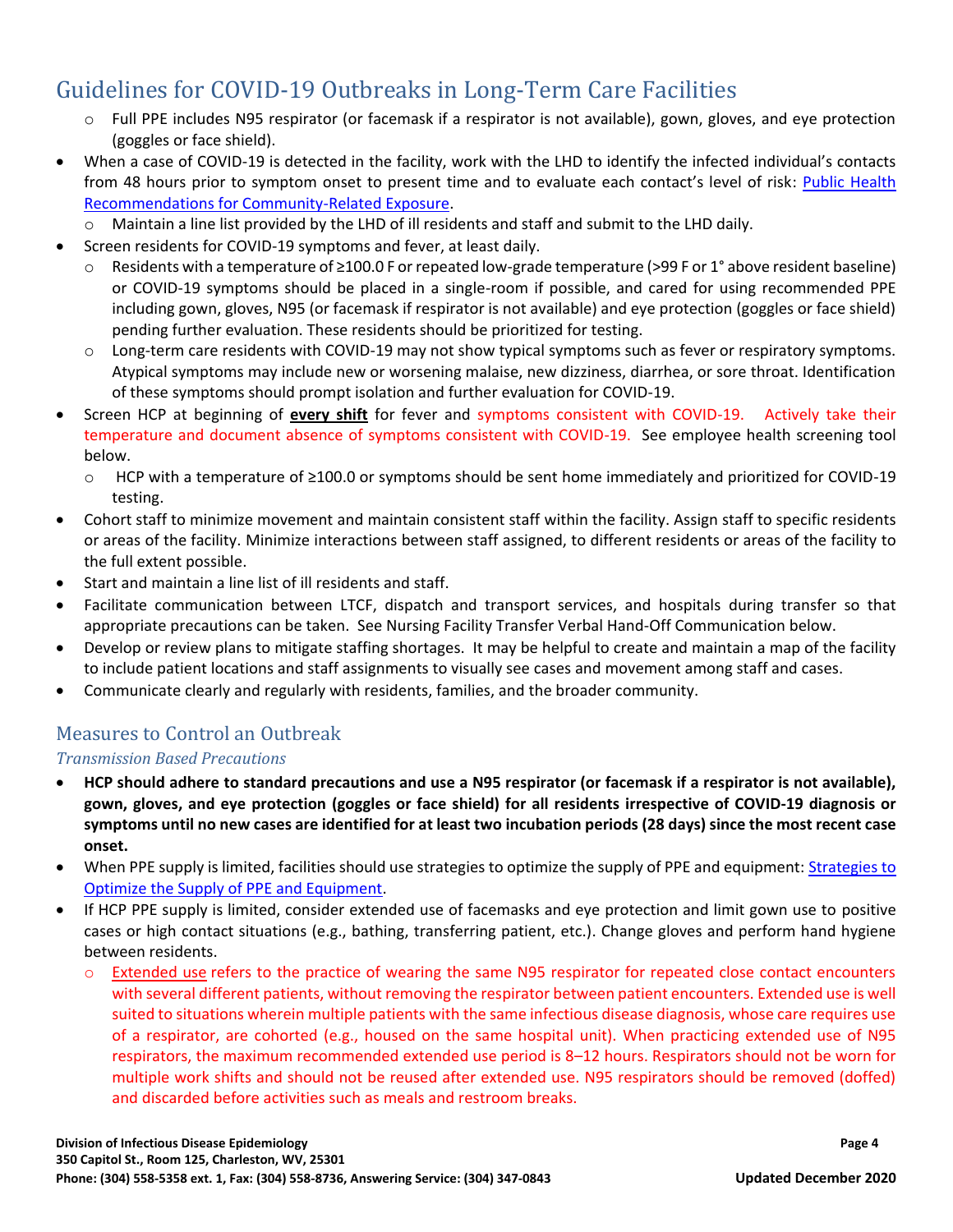- Full PPE includes N95 respirator (or facemask if a respirator is not available), gown, gloves, and eye protection (goggles or face shield).
- When a case of COVID-19 is detected in the facility, work with the LHD to identify the infected individual's contacts from 48 hours prior to symptom onset to present time and to evaluate each contact's level of risk: [Public Health Recommendations for Community-Related Exposure](#).
  - Maintain a line list provided by the LHD of ill residents and staff and submit to the LHD daily.
- Screen residents for COVID-19 symptoms and fever, at least daily.
  - Residents with a temperature of ≥100.0 F or repeated low-grade temperature (>99 F or 1° above resident baseline) or COVID-19 symptoms should be placed in a single-room if possible, and cared for using recommended PPE including gown, gloves, N95 (or facemask if respirator is not available) and eye protection (goggles or face shield) pending further evaluation. These residents should be prioritized for testing.
  - Long-term care residents with COVID-19 may not show typical symptoms such as fever or respiratory symptoms. Atypical symptoms may include new or worsening malaise, new dizziness, diarrhea, or sore throat. Identification of these symptoms should prompt isolation and further evaluation for COVID-19.
- Screen HCP at beginning of **every shift** for fever and symptoms consistent with COVID-19. Actively take their temperature and document absence of symptoms consistent with COVID-19. See employee health screening tool below.
  - HCP with a temperature of ≥100.0 or symptoms should be sent home immediately and prioritized for COVID-19 testing.
- Cohort staff to minimize movement and maintain consistent staff within the facility. Assign staff to specific residents or areas of the facility. Minimize interactions between staff assigned, to different residents or areas of the facility to the full extent possible.
- Start and maintain a line list of ill residents and staff.
- Facilitate communication between LTCF, dispatch and transport services, and hospitals during transfer so that appropriate precautions can be taken. See Nursing Facility Transfer Verbal Hand-Off Communication below.
- Develop or review plans to mitigate staffing shortages. It may be helpful to create and maintain a map of the facility to include patient locations and staff assignments to visually see cases and movement among staff and cases.
- Communicate clearly and regularly with residents, families, and the broader community.

## Measures to Control an Outbreak

### *Transmission Based Precautions*

- **HCP should adhere to standard precautions and use a N95 respirator (or facemask if a respirator is not available), gown, gloves, and eye protection (goggles or face shield) for all residents irrespective of COVID-19 diagnosis or symptoms until no new cases are identified for at least two incubation periods (28 days) since the most recent case onset.**
- When PPE supply is limited, facilities should use strategies to optimize the supply of PPE and equipment: [Strategies to Optimize the Supply of PPE and Equipment](#).
- If HCP PPE supply is limited, consider extended use of facemasks and eye protection and limit gown use to positive cases or high contact situations (e.g., bathing, transferring patient, etc.). Change gloves and perform hand hygiene between residents.
  - Extended use refers to the practice of wearing the same N95 respirator for repeated close contact encounters with several different patients, without removing the respirator between patient encounters. Extended use is well suited to situations wherein multiple patients with the same infectious disease diagnosis, whose care requires use of a respirator, are cohorted (e.g., housed on the same hospital unit). When practicing extended use of N95 respirators, the maximum recommended extended use period is 8–12 hours. Respirators should not be worn for multiple work shifts and should not be reused after extended use. N95 respirators should be removed (doffed) and discarded before activities such as meals and restroom breaks.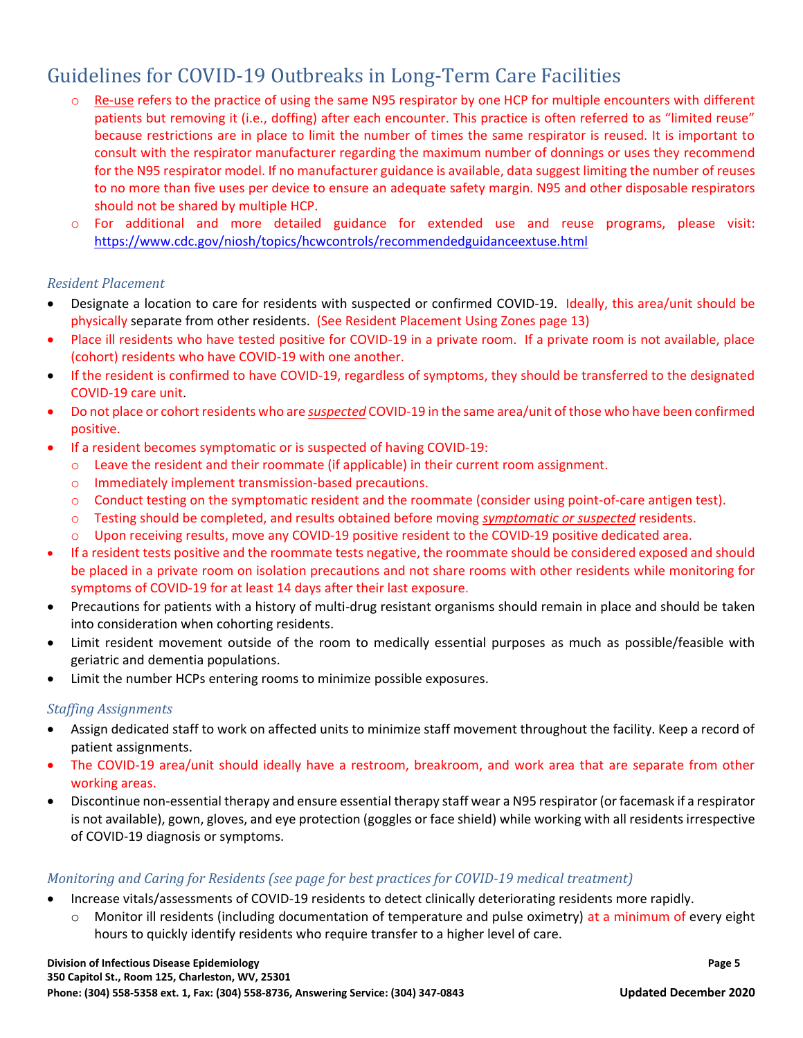- Re-use refers to the practice of using the same N95 respirator by one HCP for multiple encounters with different patients but removing it (i.e., doffing) after each encounter. This practice is often referred to as "limited reuse" because restrictions are in place to limit the number of times the same respirator is reused. It is important to consult with the respirator manufacturer regarding the maximum number of donnings or uses they recommend for the N95 respirator model. If no manufacturer guidance is available, data suggest limiting the number of reuses to no more than five uses per device to ensure an adequate safety margin. N95 and other disposable respirators should not be shared by multiple HCP.
- For additional and more detailed guidance for extended use and reuse programs, please visit: https://www.cdc.gov/niosh/topics/hcwcontrols/recommendedguidanceextuse.html

*Resident Placement*

- Designate a location to care for residents with suspected or confirmed COVID-19. Ideally, this area/unit should be physically separate from other residents. (See Resident Placement Using Zones page 13)
- Place ill residents who have tested positive for COVID-19 in a private room. If a private room is not available, place (cohort) residents who have COVID-19 with one another.
- If the resident is confirmed to have COVID-19, regardless of symptoms, they should be transferred to the designated COVID-19 care unit.
- Do not place or cohort residents who are ***suspected*** COVID-19 in the same area/unit of those who have been confirmed positive.
- If a resident becomes symptomatic or is suspected of having COVID-19:
  - Leave the resident and their roommate (if applicable) in their current room assignment.
  - Immediately implement transmission-based precautions.
  - Conduct testing on the symptomatic resident and the roommate (consider using point-of-care antigen test).
  - Testing should be completed, and results obtained before moving ***symptomatic or suspected*** residents.
  - Upon receiving results, move any COVID-19 positive resident to the COVID-19 positive dedicated area.
- If a resident tests positive and the roommate tests negative, the roommate should be considered exposed and should be placed in a private room on isolation precautions and not share rooms with other residents while monitoring for symptoms of COVID-19 for at least 14 days after their last exposure.
- Precautions for patients with a history of multi-drug resistant organisms should remain in place and should be taken into consideration when cohorting residents.
- Limit resident movement outside of the room to medically essential purposes as much as possible/feasible with geriatric and dementia populations.
- Limit the number HCPs entering rooms to minimize possible exposures.

*Staffing Assignments*

- Assign dedicated staff to work on affected units to minimize staff movement throughout the facility. Keep a record of patient assignments.
- The COVID-19 area/unit should ideally have a restroom, breakroom, and work area that are separate from other working areas.
- Discontinue non-essential therapy and ensure essential therapy staff wear a N95 respirator (or facemask if a respirator is not available), gown, gloves, and eye protection (goggles or face shield) while working with all residents irrespective of COVID-19 diagnosis or symptoms.

*Monitoring and Caring for Residents (see page for best practices for COVID-19 medical treatment)*

- Increase vitals/assessments of COVID-19 residents to detect clinically deteriorating residents more rapidly.
  - Monitor ill residents (including documentation of temperature and pulse oximetry) at a minimum of every eight hours to quickly identify residents who require transfer to a higher level of care.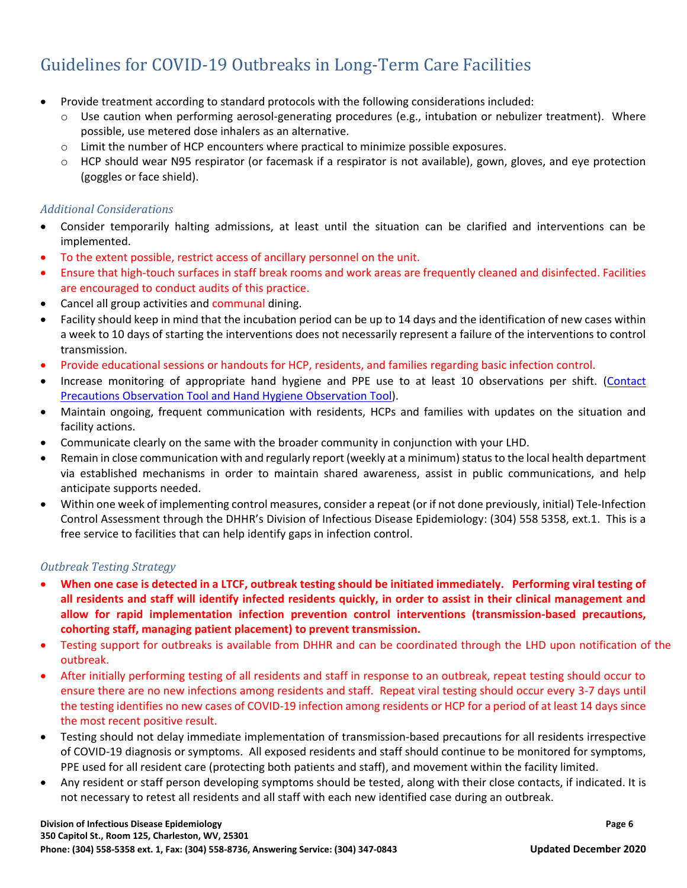# Guidelines for COVID-19 Outbreaks in Long-Term Care Facilities

- Provide treatment according to standard protocols with the following considerations included:
  - Use caution when performing aerosol-generating procedures (e.g., intubation or nebulizer treatment). Where possible, use metered dose inhalers as an alternative.
  - Limit the number of HCP encounters where practical to minimize possible exposures.
  - HCP should wear N95 respirator (or facemask if a respirator is not available), gown, gloves, and eye protection (goggles or face shield).

### *Additional Considerations*

- Consider temporarily halting admissions, at least until the situation can be clarified and interventions can be implemented.
- To the extent possible, restrict access of ancillary personnel on the unit.
- Ensure that high-touch surfaces in staff break rooms and work areas are frequently cleaned and disinfected. Facilities are encouraged to conduct audits of this practice.
- Cancel all group activities and communal dining.
- Facility should keep in mind that the incubation period can be up to 14 days and the identification of new cases within a week to 10 days of starting the interventions does not necessarily represent a failure of the interventions to control transmission.
- Provide educational sessions or handouts for HCP, residents, and families regarding basic infection control.
- Increase monitoring of appropriate hand hygiene and PPE use to at least 10 observations per shift. (Contact Precautions Observation Tool and Hand Hygiene Observation Tool).
- Maintain ongoing, frequent communication with residents, HCPs and families with updates on the situation and facility actions.
- Communicate clearly on the same with the broader community in conjunction with your LHD.
- Remain in close communication with and regularly report (weekly at a minimum) status to the local health department via established mechanisms in order to maintain shared awareness, assist in public communications, and help anticipate supports needed.
- Within one week of implementing control measures, consider a repeat (or if not done previously, initial) Tele-Infection Control Assessment through the DHHR's Division of Infectious Disease Epidemiology: (304) 558 5358, ext.1. This is a free service to facilities that can help identify gaps in infection control.

### *Outbreak Testing Strategy*

- **When one case is detected in a LTCF, outbreak testing should be initiated immediately. Performing viral testing of all residents and staff will identify infected residents quickly, in order to assist in their clinical management and allow for rapid implementation infection prevention control interventions (transmission-based precautions, cohorting staff, managing patient placement) to prevent transmission.**
- Testing support for outbreaks is available from DHHR and can be coordinated through the LHD upon notification of the outbreak.
- After initially performing testing of all residents and staff in response to an outbreak, repeat testing should occur to ensure there are no new infections among residents and staff. Repeat viral testing should occur every 3-7 days until the testing identifies no new cases of COVID-19 infection among residents or HCP for a period of at least 14 days since the most recent positive result.
- Testing should not delay immediate implementation of transmission-based precautions for all residents irrespective of COVID-19 diagnosis or symptoms. All exposed residents and staff should continue to be monitored for symptoms, PPE used for all resident care (protecting both patients and staff), and movement within the facility limited.
- Any resident or staff person developing symptoms should be tested, along with their close contacts, if indicated. It is not necessary to retest all residents and all staff with each new identified case during an outbreak.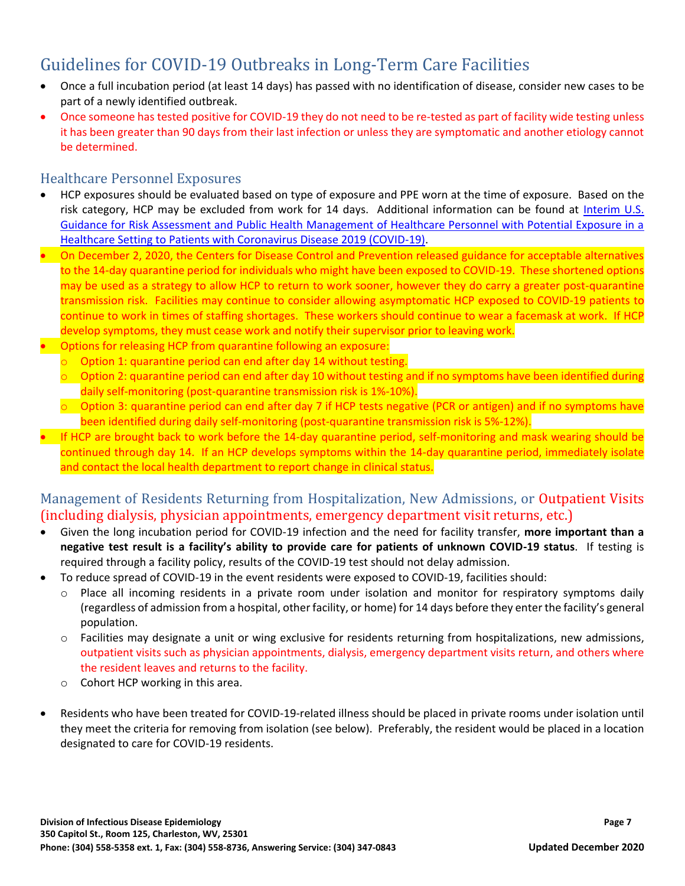## Guidelines for COVID-19 Outbreaks in Long-Term Care Facilities

- Once a full incubation period (at least 14 days) has passed with no identification of disease, consider new cases to be part of a newly identified outbreak.
- Once someone has tested positive for COVID-19 they do not need to be re-tested as part of facility wide testing unless it has been greater than 90 days from their last infection or unless they are symptomatic and another etiology cannot be determined.

### Healthcare Personnel Exposures

- HCP exposures should be evaluated based on type of exposure and PPE worn at the time of exposure. Based on the risk category, HCP may be excluded from work for 14 days. Additional information can be found at [Interim U.S. Guidance for Risk Assessment and Public Health Management of Healthcare Personnel with Potential Exposure in a Healthcare Setting to Patients with Coronavirus Disease 2019 (COVID-19)].
- On December 2, 2020, the Centers for Disease Control and Prevention released guidance for acceptable alternatives to the 14-day quarantine period for individuals who might have been exposed to COVID-19. These shortened options may be used as a strategy to allow HCP to return to work sooner, however they do carry a greater post-quarantine transmission risk. Facilities may continue to consider allowing asymptomatic HCP exposed to COVID-19 patients to continue to work in times of staffing shortages. These workers should continue to wear a facemask at work. If HCP develop symptoms, they must cease work and notify their supervisor prior to leaving work.
- Options for releasing HCP from quarantine following an exposure:
  - Option 1: quarantine period can end after day 14 without testing.
  - Option 2: quarantine period can end after day 10 without testing and if no symptoms have been identified during daily self-monitoring (post-quarantine transmission risk is 1%-10%).
  - Option 3: quarantine period can end after day 7 if HCP tests negative (PCR or antigen) and if no symptoms have been identified during daily self-monitoring (post-quarantine transmission risk is 5%-12%).
- If HCP are brought back to work before the 14-day quarantine period, self-monitoring and mask wearing should be continued through day 14. If an HCP develops symptoms within the 14-day quarantine period, immediately isolate and contact the local health department to report change in clinical status.

### Management of Residents Returning from Hospitalization, New Admissions, or Outpatient Visits (including dialysis, physician appointments, emergency department visit returns, etc.)

- Given the long incubation period for COVID-19 infection and the need for facility transfer, **more important than a negative test result is a facility's ability to provide care for patients of unknown COVID-19 status**. If testing is required through a facility policy, results of the COVID-19 test should not delay admission.
- To reduce spread of COVID-19 in the event residents were exposed to COVID-19, facilities should:
  - Place all incoming residents in a private room under isolation and monitor for respiratory symptoms daily (regardless of admission from a hospital, other facility, or home) for 14 days before they enter the facility's general population.
  - Facilities may designate a unit or wing exclusive for residents returning from hospitalizations, new admissions, outpatient visits such as physician appointments, dialysis, emergency department visits return, and others where the resident leaves and returns to the facility.
  - Cohort HCP working in this area.
- Residents who have been treated for COVID-19-related illness should be placed in private rooms under isolation until they meet the criteria for removing from isolation (see below). Preferably, the resident would be placed in a location designated to care for COVID-19 residents.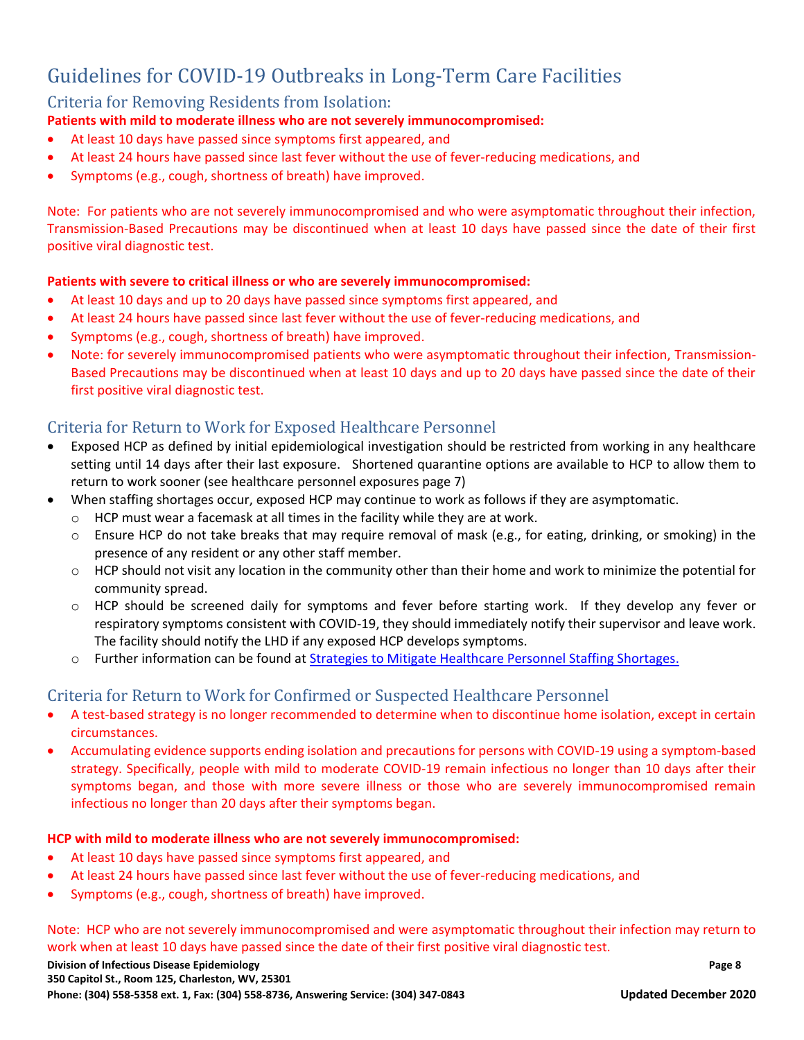# Guidelines for COVID-19 Outbreaks in Long-Term Care Facilities

## Criteria for Removing Residents from Isolation:

**Patients with mild to moderate illness who are not severely immunocompromised:**

- At least 10 days have passed since symptoms first appeared, and
- At least 24 hours have passed since last fever without the use of fever-reducing medications, and
- Symptoms (e.g., cough, shortness of breath) have improved.

Note: For patients who are not severely immunocompromised and who were asymptomatic throughout their infection, Transmission-Based Precautions may be discontinued when at least 10 days have passed since the date of their first positive viral diagnostic test.

**Patients with severe to critical illness or who are severely immunocompromised:**

- At least 10 days and up to 20 days have passed since symptoms first appeared, and
- At least 24 hours have passed since last fever without the use of fever-reducing medications, and
- Symptoms (e.g., cough, shortness of breath) have improved.
- Note: for severely immunocompromised patients who were asymptomatic throughout their infection, Transmission-Based Precautions may be discontinued when at least 10 days and up to 20 days have passed since the date of their first positive viral diagnostic test.

## Criteria for Return to Work for Exposed Healthcare Personnel

- Exposed HCP as defined by initial epidemiological investigation should be restricted from working in any healthcare setting until 14 days after their last exposure. Shortened quarantine options are available to HCP to allow them to return to work sooner (see healthcare personnel exposures page 7)
- When staffing shortages occur, exposed HCP may continue to work as follows if they are asymptomatic.
  - HCP must wear a facemask at all times in the facility while they are at work.
  - Ensure HCP do not take breaks that may require removal of mask (e.g., for eating, drinking, or smoking) in the presence of any resident or any other staff member.
  - HCP should not visit any location in the community other than their home and work to minimize the potential for community spread.
  - HCP should be screened daily for symptoms and fever before starting work. If they develop any fever or respiratory symptoms consistent with COVID-19, they should immediately notify their supervisor and leave work. The facility should notify the LHD if any exposed HCP develops symptoms.
  - Further information can be found at Strategies to Mitigate Healthcare Personnel Staffing Shortages.

## Criteria for Return to Work for Confirmed or Suspected Healthcare Personnel

- A test-based strategy is no longer recommended to determine when to discontinue home isolation, except in certain circumstances.
- Accumulating evidence supports ending isolation and precautions for persons with COVID-19 using a symptom-based strategy. Specifically, people with mild to moderate COVID-19 remain infectious no longer than 10 days after their symptoms began, and those with more severe illness or those who are severely immunocompromised remain infectious no longer than 20 days after their symptoms began.

**HCP with mild to moderate illness who are not severely immunocompromised:**

- At least 10 days have passed since symptoms first appeared, and
- At least 24 hours have passed since last fever without the use of fever-reducing medications, and
- Symptoms (e.g., cough, shortness of breath) have improved.

Note: HCP who are not severely immunocompromised and were asymptomatic throughout their infection may return to work when at least 10 days have passed since the date of their first positive viral diagnostic test.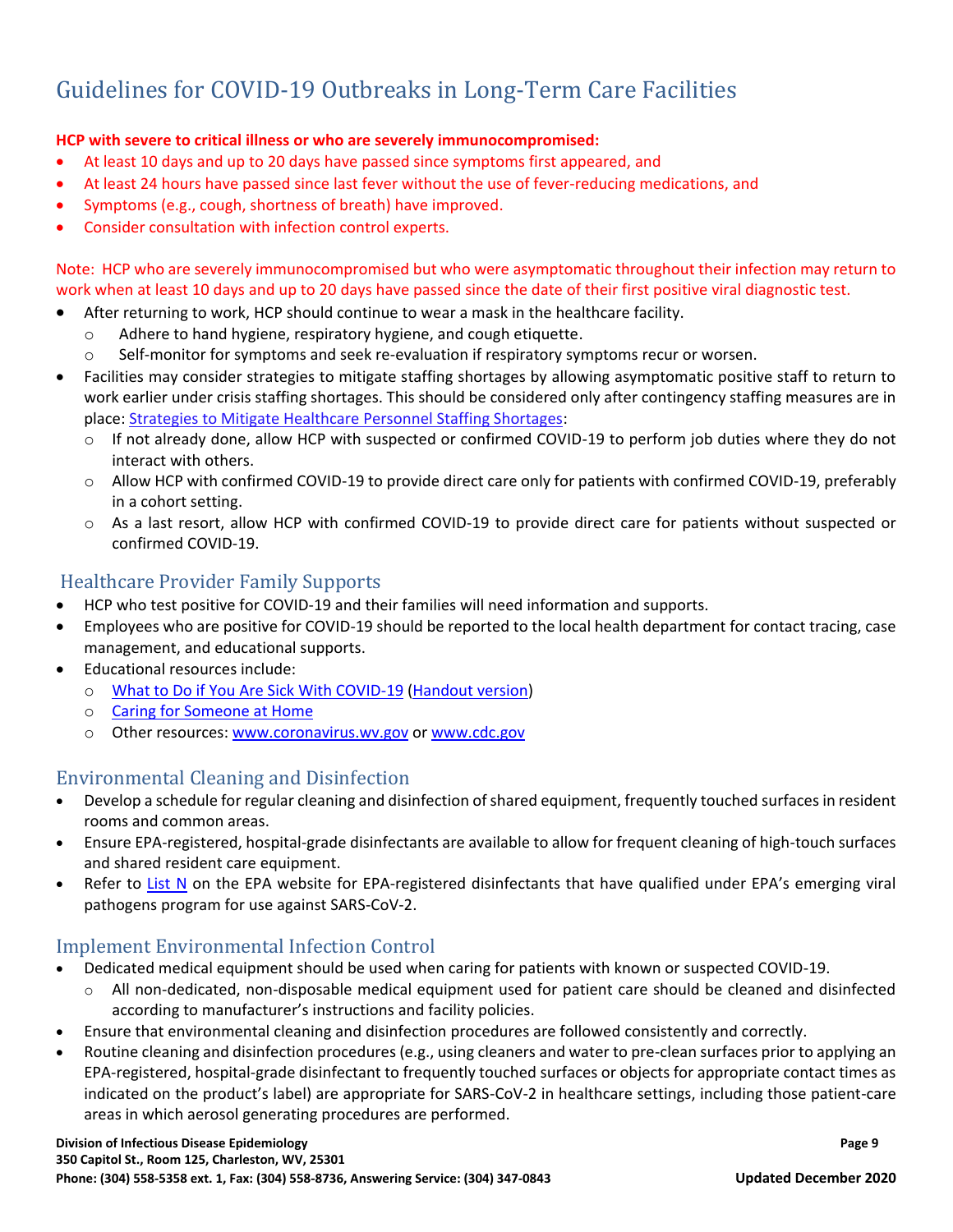# Guidelines for COVID-19 Outbreaks in Long-Term Care Facilities

**HCP with severe to critical illness or who are severely immunocompromised:**

- At least 10 days and up to 20 days have passed since symptoms first appeared, and
- At least 24 hours have passed since last fever without the use of fever-reducing medications, and
- Symptoms (e.g., cough, shortness of breath) have improved.
- Consider consultation with infection control experts.

Note: HCP who are severely immunocompromised but who were asymptomatic throughout their infection may return to work when at least 10 days and up to 20 days have passed since the date of their first positive viral diagnostic test.

- After returning to work, HCP should continue to wear a mask in the healthcare facility.
  - Adhere to hand hygiene, respiratory hygiene, and cough etiquette.
  - Self-monitor for symptoms and seek re-evaluation if respiratory symptoms recur or worsen.
- Facilities may consider strategies to mitigate staffing shortages by allowing asymptomatic positive staff to return to work earlier under crisis staffing shortages. This should be considered only after contingency staffing measures are in place: [Strategies to Mitigate Healthcare Personnel Staffing Shortages]:
  - If not already done, allow HCP with suspected or confirmed COVID-19 to perform job duties where they do not interact with others.
  - Allow HCP with confirmed COVID-19 to provide direct care only for patients with confirmed COVID-19, preferably in a cohort setting.
  - As a last resort, allow HCP with confirmed COVID-19 to provide direct care for patients without suspected or confirmed COVID-19.

## Healthcare Provider Family Supports

- HCP who test positive for COVID-19 and their families will need information and supports.
- Employees who are positive for COVID-19 should be reported to the local health department for contact tracing, case management, and educational supports.
- Educational resources include:
  - What to Do if You Are Sick With COVID-19 (Handout version)
  - Caring for Someone at Home
  - Other resources: www.coronavirus.wv.gov or www.cdc.gov

## Environmental Cleaning and Disinfection

- Develop a schedule for regular cleaning and disinfection of shared equipment, frequently touched surfaces in resident rooms and common areas.
- Ensure EPA-registered, hospital-grade disinfectants are available to allow for frequent cleaning of high-touch surfaces and shared resident care equipment.
- Refer to List N on the EPA website for EPA-registered disinfectants that have qualified under EPA's emerging viral pathogens program for use against SARS-CoV-2.

## Implement Environmental Infection Control

- Dedicated medical equipment should be used when caring for patients with known or suspected COVID-19.
  - All non-dedicated, non-disposable medical equipment used for patient care should be cleaned and disinfected according to manufacturer's instructions and facility policies.
- Ensure that environmental cleaning and disinfection procedures are followed consistently and correctly.
- Routine cleaning and disinfection procedures (e.g., using cleaners and water to pre-clean surfaces prior to applying an EPA-registered, hospital-grade disinfectant to frequently touched surfaces or objects for appropriate contact times as indicated on the product's label) are appropriate for SARS-CoV-2 in healthcare settings, including those patient-care areas in which aerosol generating procedures are performed.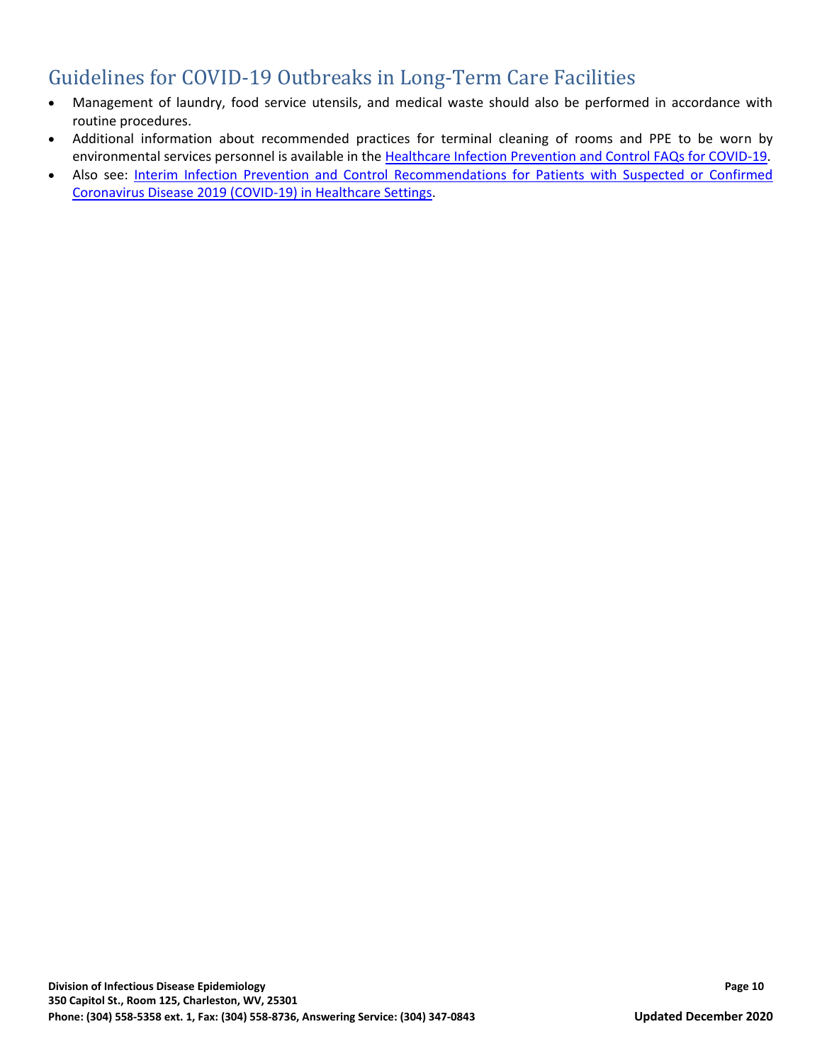- Management of laundry, food service utensils, and medical waste should also be performed in accordance with routine procedures.
- Additional information about recommended practices for terminal cleaning of rooms and PPE to be worn by environmental services personnel is available in the Healthcare Infection Prevention and Control FAQs for COVID-19.
- Also see: Interim Infection Prevention and Control Recommendations for Patients with Suspected or Confirmed Coronavirus Disease 2019 (COVID-19) in Healthcare Settings.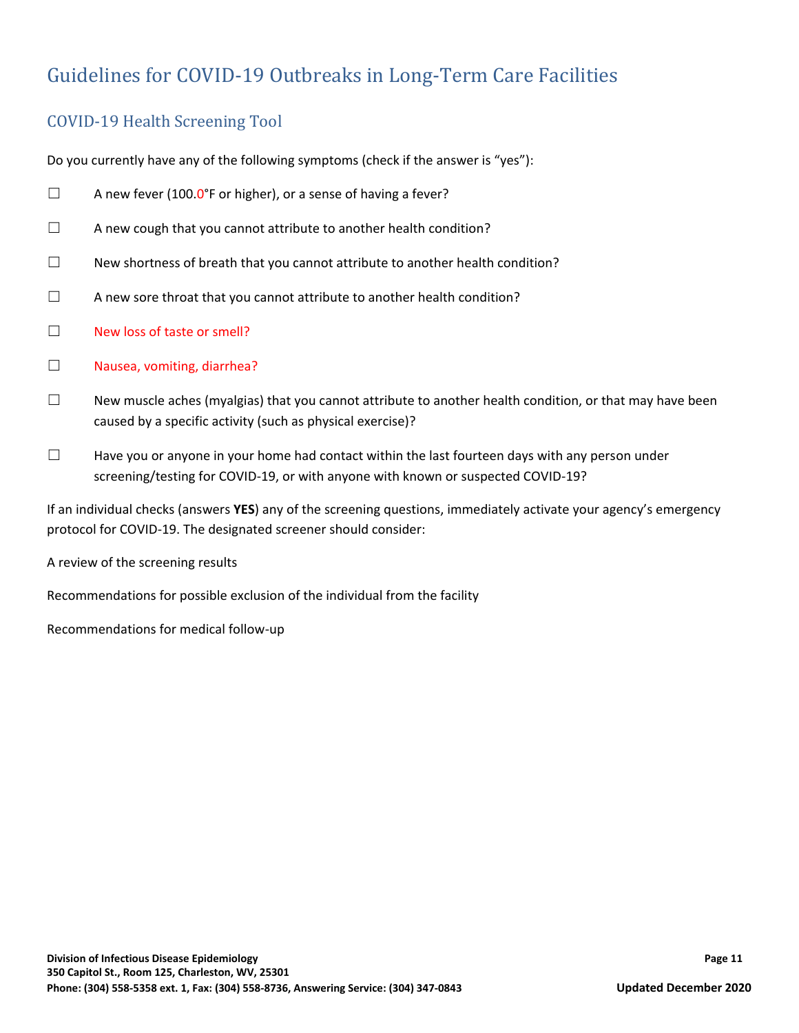# Guidelines for COVID-19 Outbreaks in Long-Term Care Facilities

## COVID-19 Health Screening Tool

Do you currently have any of the following symptoms (check if the answer is "yes"):

☐ A new fever (100.0°F or higher), or a sense of having a fever?

☐ A new cough that you cannot attribute to another health condition?

☐ New shortness of breath that you cannot attribute to another health condition?

☐ A new sore throat that you cannot attribute to another health condition?

☐ New loss of taste or smell?

☐ Nausea, vomiting, diarrhea?

☐ New muscle aches (myalgias) that you cannot attribute to another health condition, or that may have been caused by a specific activity (such as physical exercise)?

☐ Have you or anyone in your home had contact within the last fourteen days with any person under screening/testing for COVID-19, or with anyone with known or suspected COVID-19?

If an individual checks (answers **YES**) any of the screening questions, immediately activate your agency's emergency protocol for COVID-19. The designated screener should consider:

A review of the screening results

Recommendations for possible exclusion of the individual from the facility

Recommendations for medical follow-up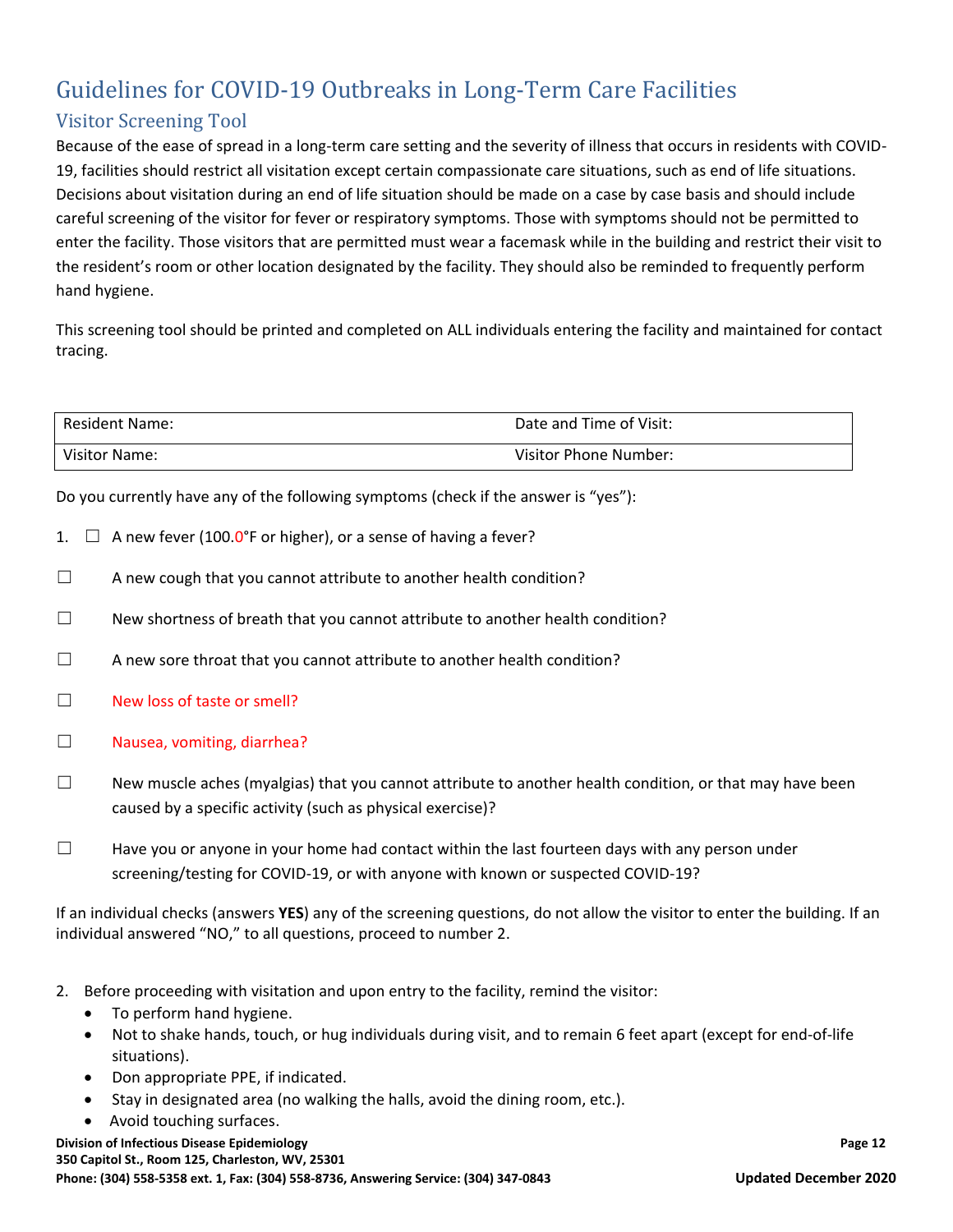# Guidelines for COVID-19 Outbreaks in Long-Term Care Facilities

## Visitor Screening Tool

Because of the ease of spread in a long-term care setting and the severity of illness that occurs in residents with COVID-19, facilities should restrict all visitation except certain compassionate care situations, such as end of life situations. Decisions about visitation during an end of life situation should be made on a case by case basis and should include careful screening of the visitor for fever or respiratory symptoms. Those with symptoms should not be permitted to enter the facility. Those visitors that are permitted must wear a facemask while in the building and restrict their visit to the resident's room or other location designated by the facility. They should also be reminded to frequently perform hand hygiene.

This screening tool should be printed and completed on ALL individuals entering the facility and maintained for contact tracing.

| Resident Name: | Date and Time of Visit: |
|---|---|
| Visitor Name: | Visitor Phone Number: |

Do you currently have any of the following symptoms (check if the answer is "yes"):

1. ☐ A new fever (100.0°F or higher), or a sense of having a fever?

☐ A new cough that you cannot attribute to another health condition?

☐ New shortness of breath that you cannot attribute to another health condition?

☐ A new sore throat that you cannot attribute to another health condition?

☐ New loss of taste or smell?

☐ Nausea, vomiting, diarrhea?

☐ New muscle aches (myalgias) that you cannot attribute to another health condition, or that may have been caused by a specific activity (such as physical exercise)?

☐ Have you or anyone in your home had contact within the last fourteen days with any person under screening/testing for COVID-19, or with anyone with known or suspected COVID-19?

If an individual checks (answers **YES**) any of the screening questions, do not allow the visitor to enter the building. If an individual answered "NO," to all questions, proceed to number 2.

2. Before proceeding with visitation and upon entry to the facility, remind the visitor:
   - To perform hand hygiene.
   - Not to shake hands, touch, or hug individuals during visit, and to remain 6 feet apart (except for end-of-life situations).
   - Don appropriate PPE, if indicated.
   - Stay in designated area (no walking the halls, avoid the dining room, etc.).
   - Avoid touching surfaces.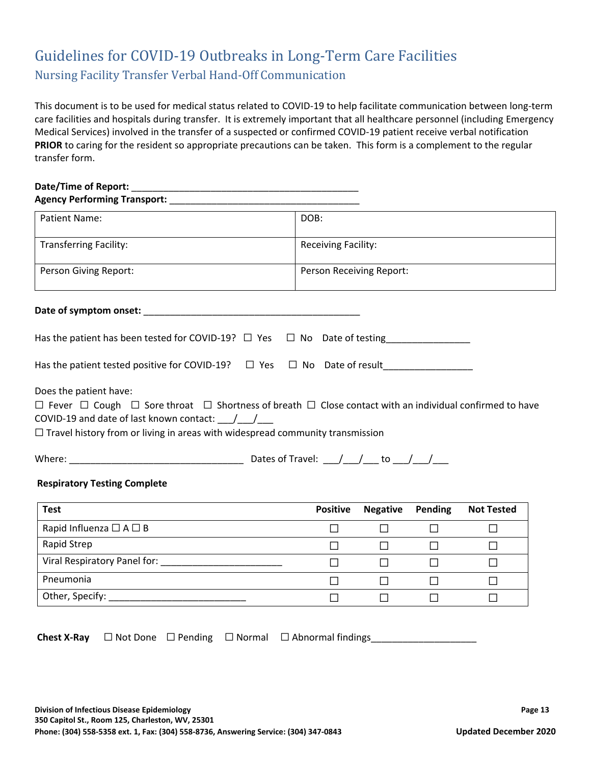# Guidelines for COVID-19 Outbreaks in Long-Term Care Facilities

## Nursing Facility Transfer Verbal Hand-Off Communication

This document is to be used for medical status related to COVID-19 to help facilitate communication between long-term care facilities and hospitals during transfer. It is extremely important that all healthcare personnel (including Emergency Medical Services) involved in the transfer of a suspected or confirmed COVID-19 patient receive verbal notification **PRIOR** to caring for the resident so appropriate precautions can be taken. This form is a complement to the regular transfer form.

**Date/Time of Report:** ___________________________________________

**Agency Performing Transport:** ____________________________________

| Patient Name: | DOB: |
|---|---|
| Transferring Facility: | Receiving Facility: |
| Person Giving Report: | Person Receiving Report: |

**Date of symptom onset:** __________________________________________

Has the patient has been tested for COVID-19? ☐ Yes ☐ No Date of testing________________

Has the patient tested positive for COVID-19? ☐ Yes ☐ No Date of result_________________

Does the patient have:

☐ Fever ☐ Cough ☐ Sore throat ☐ Shortness of breath ☐ Close contact with an individual confirmed to have COVID-19 and date of last known contact: ___/___/___

☐ Travel history from or living in areas with widespread community transmission

Where: _________________________________ Dates of Travel: ___/___/___ to ___/___/___

**Respiratory Testing Complete**

| **Test** | **Positive** | **Negative** | **Pending** | **Not Tested** |
|---|---|---|---|---|
| Rapid Influenza ☐ A ☐ B | ☐ | ☐ | ☐ | ☐ |
| Rapid Strep | ☐ | ☐ | ☐ | ☐ |
| Viral Respiratory Panel for: ______________________ | ☐ | ☐ | ☐ | ☐ |
| Pneumonia | ☐ | ☐ | ☐ | ☐ |
| Other, Specify: __________________________ | ☐ | ☐ | ☐ | ☐ |

**Chest X-Ray** ☐ Not Done ☐ Pending ☐ Normal ☐ Abnormal findings___________________

**Division of Infectious Disease Epidemiology**
**350 Capitol St., Room 125, Charleston, WV, 25301**
**Phone: (304) 558-5358 ext. 1, Fax: (304) 558-8736, Answering Service: (304) 347-0843**

**Updated December 2020**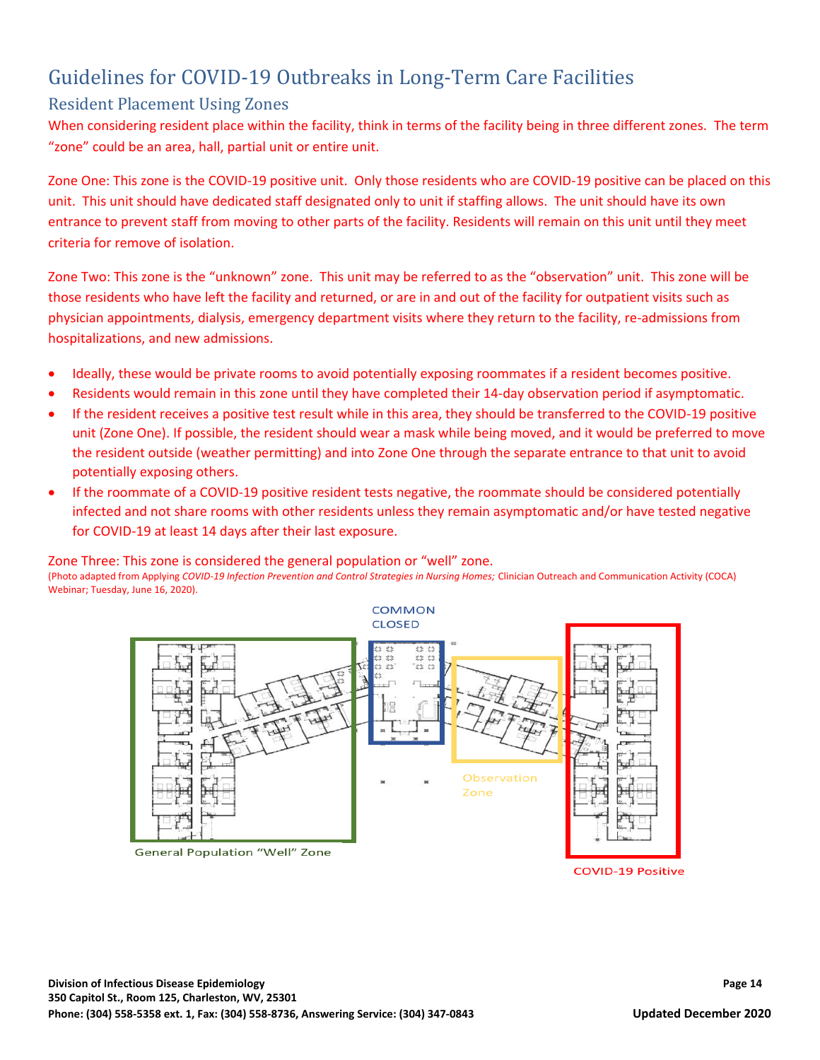# Guidelines for COVID-19 Outbreaks in Long-Term Care Facilities

## Resident Placement Using Zones

When considering resident place within the facility, think in terms of the facility being in three different zones. The term "zone" could be an area, hall, partial unit or entire unit.

Zone One: This zone is the COVID-19 positive unit. Only those residents who are COVID-19 positive can be placed on this unit. This unit should have dedicated staff designated only to unit if staffing allows. The unit should have its own entrance to prevent staff from moving to other parts of the facility. Residents will remain on this unit until they meet criteria for remove of isolation.

Zone Two: This zone is the "unknown" zone. This unit may be referred to as the "observation" unit. This zone will be those residents who have left the facility and returned, or are in and out of the facility for outpatient visits such as physician appointments, dialysis, emergency department visits where they return to the facility, re-admissions from hospitalizations, and new admissions.

- Ideally, these would be private rooms to avoid potentially exposing roommates if a resident becomes positive.
- Residents would remain in this zone until they have completed their 14-day observation period if asymptomatic.
- If the resident receives a positive test result while in this area, they should be transferred to the COVID-19 positive unit (Zone One). If possible, the resident should wear a mask while being moved, and it would be preferred to move the resident outside (weather permitting) and into Zone One through the separate entrance to that unit to avoid potentially exposing others.
- If the roommate of a COVID-19 positive resident tests negative, the roommate should be considered potentially infected and not share rooms with other residents unless they remain asymptomatic and/or have tested negative for COVID-19 at least 14 days after their last exposure.

Zone Three: This zone is considered the general population or "well" zone.

(Photo adapted from Applying *COVID-19 Infection Prevention and Control Strategies in Nursing Homes;* Clinician Outreach and Communication Activity (COCA) Webinar; Tuesday, June 16, 2020).

COMMON CLOSED

Observation Zone

General Population "Well" Zone

COVID-19 Positive